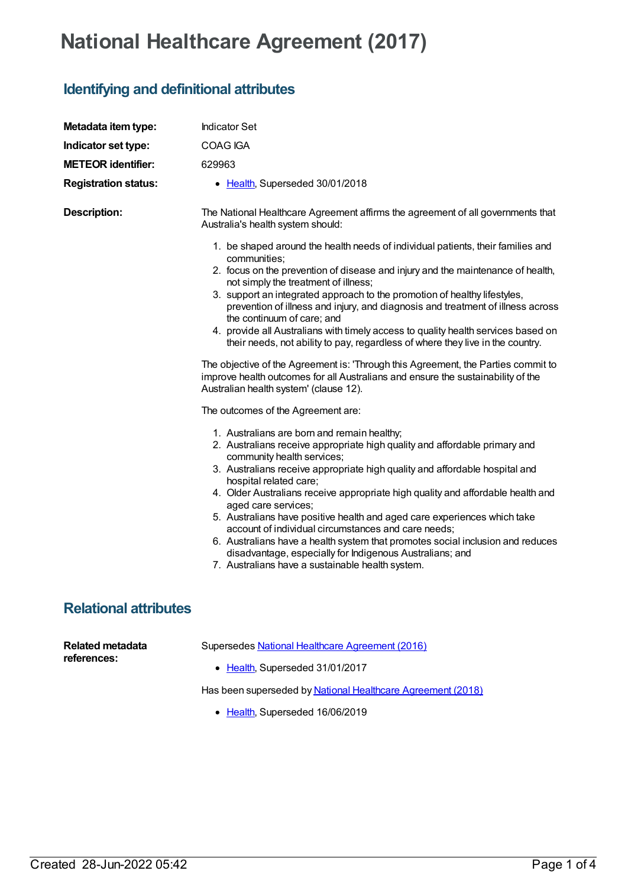# National Healthcare Agreement (2017)

## Identifying and definitional attributes

**Metadata item type:** Indicator Set

**Indicator set type:** COAG IGA

**METEOR identifier:** 629963

**Registration status:**

- Health, Superseded 30/01/2018

**Description:**

The National Healthcare Agreement affirms the agreement of all governments that Australia's health system should:

1. be shaped around the health needs of individual patients, their families and communities;
2. focus on the prevention of disease and injury and the maintenance of health, not simply the treatment of illness;
3. support an integrated approach to the promotion of healthy lifestyles, prevention of illness and injury, and diagnosis and treatment of illness across the continuum of care; and
4. provide all Australians with timely access to quality health services based on their needs, not ability to pay, regardless of where they live in the country.

The objective of the Agreement is: 'Through this Agreement, the Parties commit to improve health outcomes for all Australians and ensure the sustainability of the Australian health system' (clause 12).

The outcomes of the Agreement are:

1. Australians are born and remain healthy;
2. Australians receive appropriate high quality and affordable primary and community health services;
3. Australians receive appropriate high quality and affordable hospital and hospital related care;
4. Older Australians receive appropriate high quality and affordable health and aged care services;
5. Australians have positive health and aged care experiences which take account of individual circumstances and care needs;
6. Australians have a health system that promotes social inclusion and reduces disadvantage, especially for Indigenous Australians; and
7. Australians have a sustainable health system.

## Relational attributes

**Related metadata references:**

Supersedes National Healthcare Agreement (2016)

- Health, Superseded 31/01/2017

Has been superseded by National Healthcare Agreement (2018)

- Health, Superseded 16/06/2019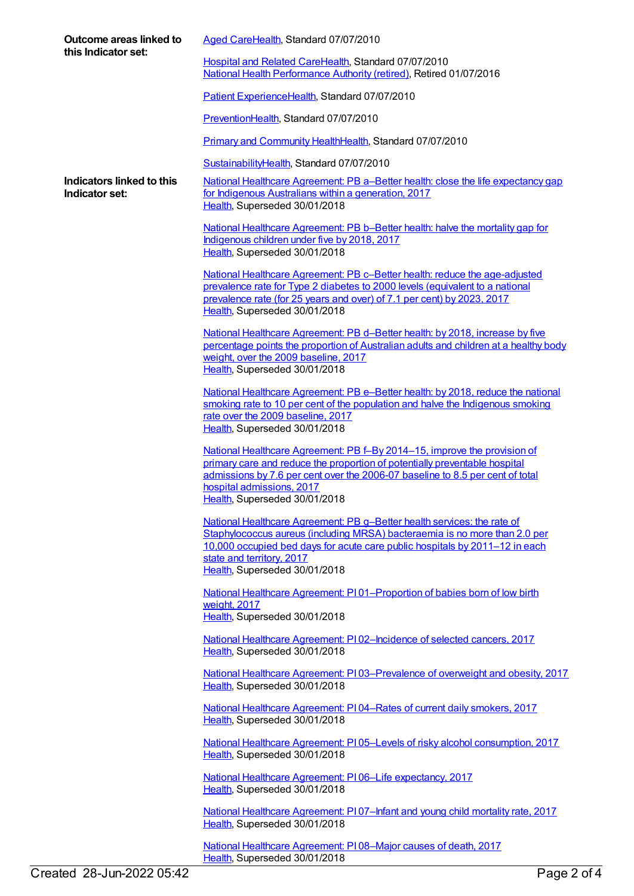**Outcome areas linked to this Indicator set:**

Aged CareHealth, Standard 07/07/2010

Hospital and Related CareHealth, Standard 07/07/2010
National Health Performance Authority (retired), Retired 01/07/2016

Patient ExperienceHealth, Standard 07/07/2010

PreventionHealth, Standard 07/07/2010

Primary and Community HealthHealth, Standard 07/07/2010

SustainabilityHealth, Standard 07/07/2010

**Indicators linked to this Indicator set:**

National Healthcare Agreement: PB a–Better health: close the life expectancy gap for Indigenous Australians within a generation, 2017
Health, Superseded 30/01/2018

National Healthcare Agreement: PB b–Better health: halve the mortality gap for Indigenous children under five by 2018, 2017
Health, Superseded 30/01/2018

National Healthcare Agreement: PB c–Better health: reduce the age-adjusted prevalence rate for Type 2 diabetes to 2000 levels (equivalent to a national prevalence rate (for 25 years and over) of 7.1 per cent) by 2023, 2017
Health, Superseded 30/01/2018

National Healthcare Agreement: PB d–Better health: by 2018, increase by five percentage points the proportion of Australian adults and children at a healthy body weight, over the 2009 baseline, 2017
Health, Superseded 30/01/2018

National Healthcare Agreement: PB e–Better health: by 2018, reduce the national smoking rate to 10 per cent of the population and halve the Indigenous smoking rate over the 2009 baseline, 2017
Health, Superseded 30/01/2018

National Healthcare Agreement: PB f–By 2014–15, improve the provision of primary care and reduce the proportion of potentially preventable hospital admissions by 7.6 per cent over the 2006-07 baseline to 8.5 per cent of total hospital admissions, 2017
Health, Superseded 30/01/2018

National Healthcare Agreement: PB g–Better health services: the rate of Staphylococcus aureus (including MRSA) bacteraemia is no more than 2.0 per 10,000 occupied bed days for acute care public hospitals by 2011–12 in each state and territory, 2017
Health, Superseded 30/01/2018

National Healthcare Agreement: PI 01–Proportion of babies born of low birth weight, 2017
Health, Superseded 30/01/2018

National Healthcare Agreement: PI 02–Incidence of selected cancers, 2017
Health, Superseded 30/01/2018

National Healthcare Agreement: PI 03–Prevalence of overweight and obesity, 2017
Health, Superseded 30/01/2018

National Healthcare Agreement: PI 04–Rates of current daily smokers, 2017
Health, Superseded 30/01/2018

National Healthcare Agreement: PI 05–Levels of risky alcohol consumption, 2017
Health, Superseded 30/01/2018

National Healthcare Agreement: PI 06–Life expectancy, 2017
Health, Superseded 30/01/2018

National Healthcare Agreement: PI 07–Infant and young child mortality rate, 2017
Health, Superseded 30/01/2018

National Healthcare Agreement: PI 08–Major causes of death, 2017
Health, Superseded 30/01/2018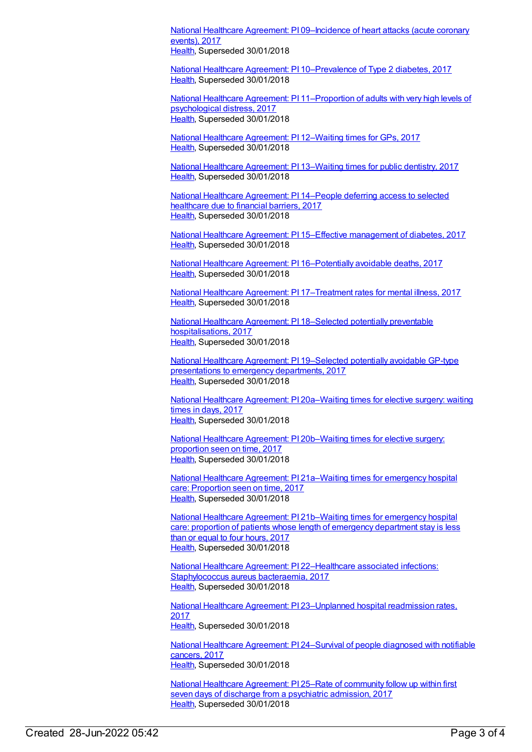National Healthcare Agreement: PI 09–Incidence of heart attacks (acute coronary events), 2017
Health, Superseded 30/01/2018

National Healthcare Agreement: PI 10–Prevalence of Type 2 diabetes, 2017
Health, Superseded 30/01/2018

National Healthcare Agreement: PI 11–Proportion of adults with very high levels of psychological distress, 2017
Health, Superseded 30/01/2018

National Healthcare Agreement: PI 12–Waiting times for GPs, 2017
Health, Superseded 30/01/2018

National Healthcare Agreement: PI 13–Waiting times for public dentistry, 2017
Health, Superseded 30/01/2018

National Healthcare Agreement: PI 14–People deferring access to selected healthcare due to financial barriers, 2017
Health, Superseded 30/01/2018

National Healthcare Agreement: PI 15–Effective management of diabetes, 2017
Health, Superseded 30/01/2018

National Healthcare Agreement: PI 16–Potentially avoidable deaths, 2017
Health, Superseded 30/01/2018

National Healthcare Agreement: PI 17–Treatment rates for mental illness, 2017
Health, Superseded 30/01/2018

National Healthcare Agreement: PI 18–Selected potentially preventable hospitalisations, 2017
Health, Superseded 30/01/2018

National Healthcare Agreement: PI 19–Selected potentially avoidable GP-type presentations to emergency departments, 2017
Health, Superseded 30/01/2018

National Healthcare Agreement: PI 20a–Waiting times for elective surgery: waiting times in days, 2017
Health, Superseded 30/01/2018

National Healthcare Agreement: PI 20b–Waiting times for elective surgery: proportion seen on time, 2017
Health, Superseded 30/01/2018

National Healthcare Agreement: PI 21a–Waiting times for emergency hospital care: Proportion seen on time, 2017
Health, Superseded 30/01/2018

National Healthcare Agreement: PI 21b–Waiting times for emergency hospital care: proportion of patients whose length of emergency department stay is less than or equal to four hours, 2017
Health, Superseded 30/01/2018

National Healthcare Agreement: PI 22–Healthcare associated infections: Staphylococcus aureus bacteraemia, 2017
Health, Superseded 30/01/2018

National Healthcare Agreement: PI 23–Unplanned hospital readmission rates, 2017
Health, Superseded 30/01/2018

National Healthcare Agreement: PI 24–Survival of people diagnosed with notifiable cancers, 2017
Health, Superseded 30/01/2018

National Healthcare Agreement: PI 25–Rate of community follow up within first seven days of discharge from a psychiatric admission, 2017
Health, Superseded 30/01/2018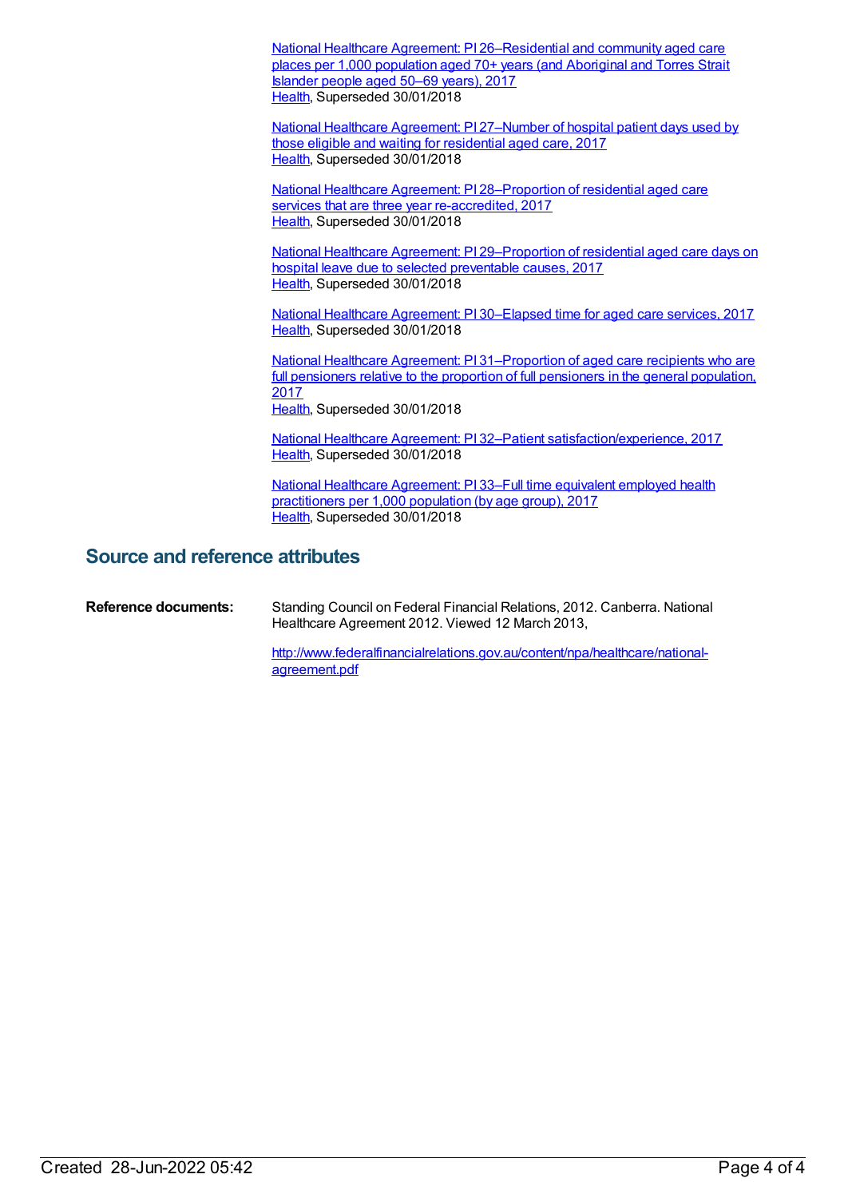[National Healthcare Agreement: PI 26–Residential and community aged care places per 1,000 population aged 70+ years (and Aboriginal and Torres Strait Islander people aged 50–69 years), 2017](#)
[Health](#), Superseded 30/01/2018

[National Healthcare Agreement: PI 27–Number of hospital patient days used by those eligible and waiting for residential aged care, 2017](#)
[Health](#), Superseded 30/01/2018

[National Healthcare Agreement: PI 28–Proportion of residential aged care services that are three year re-accredited, 2017](#)
[Health](#), Superseded 30/01/2018

[National Healthcare Agreement: PI 29–Proportion of residential aged care days on hospital leave due to selected preventable causes, 2017](#)
[Health](#), Superseded 30/01/2018

[National Healthcare Agreement: PI 30–Elapsed time for aged care services, 2017](#)
[Health](#), Superseded 30/01/2018

[National Healthcare Agreement: PI 31–Proportion of aged care recipients who are full pensioners relative to the proportion of full pensioners in the general population, 2017](#)
[Health](#), Superseded 30/01/2018

[National Healthcare Agreement: PI 32–Patient satisfaction/experience, 2017](#)
[Health](#), Superseded 30/01/2018

[National Healthcare Agreement: PI 33–Full time equivalent employed health practitioners per 1,000 population (by age group), 2017](#)
[Health](#), Superseded 30/01/2018

## Source and reference attributes

**Reference documents:** Standing Council on Federal Financial Relations, 2012. Canberra. National Healthcare Agreement 2012. Viewed 12 March 2013,

http://www.federalfinancialrelations.gov.au/content/npa/healthcare/national-agreement.pdf